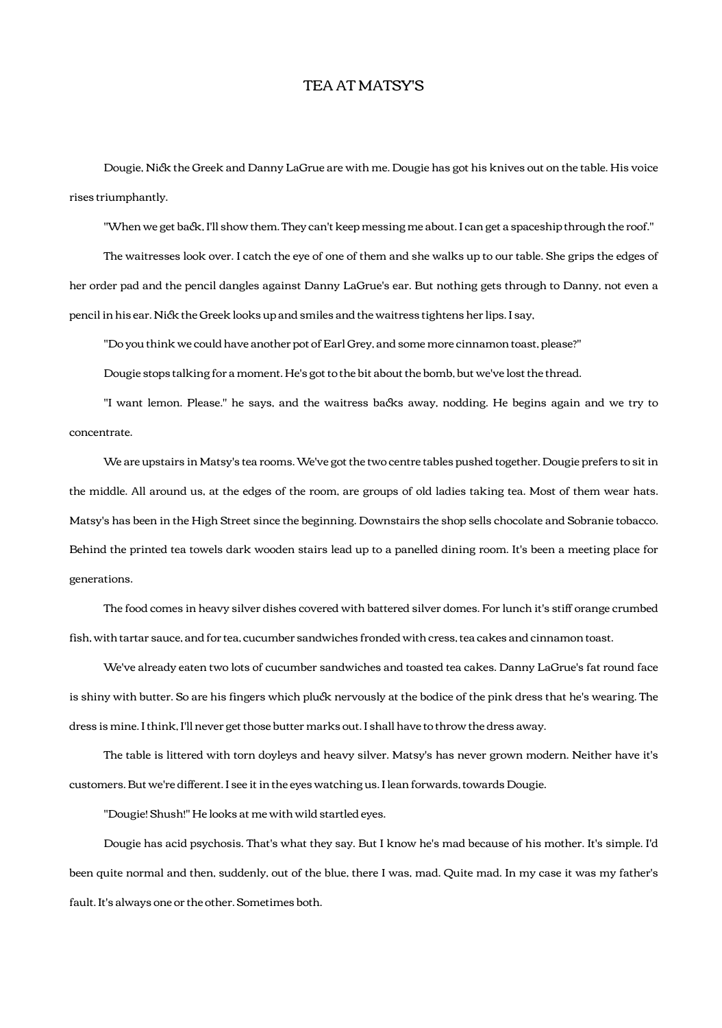# TEA AT MATSY'S

Dougie, Nick the Greek and Danny LaGrue are with me. Dougie has got his knives out on the table. His voice rises triumphantly.

"When we get back, I'll show them. They can't keep messing me about. I can get a spaceship through the roof."

The waitresses look over. I catch the eye of one of them and she walks up to our table. She grips the edges of her order pad and the pencil dangles against Danny LaGrue's ear. But nothing gets through to Danny, not even a pencil in his ear. Nick the Greek looks up and smiles and the waitress tightens her lips. I say,

"Do you think we could have another pot of Earl Grey, and some more cinnamon toast, please?"

Dougie stops talking for a moment. He's got to the bit about the bomb, but we've lost the thread.

"I want lemon. Please." he says, and the waitress backs away, nodding. He begins again and we try to concentrate.

We are upstairs in Matsy's tea rooms. We've got the two centre tables pushed together. Dougie prefers to sit in the middle. All around us, at the edges of the room, are groups of old ladies taking tea. Most of them wear hats. Matsy's has been in the High Street since the beginning. Downstairs the shop sells chocolate and Sobranie tobacco. Behind the printed tea towels dark wooden stairs lead up to a panelled dining room. It's been a meeting place for generations.

The food comes in heavy silver dishes covered with battered silver domes. For lunch it's stiff orange crumbed fish, with tartar sauce, and for tea, cucumber sandwiches fronded with cress, tea cakes and cinnamon toast.

We've already eaten two lots of cucumber sandwiches and toasted tea cakes. Danny LaGrue's fat round face is shiny with butter. So are his fingers which pluck nervously at the bodice of the pink dress that he's wearing. The dress is mine. I think, I'll never get those butter marks out. I shall have to throw the dress away.

The table is littered with torn doyleys and heavy silver. Matsy's has never grown modern. Neither have it's customers. But we're different. I see it in the eyes watching us. I lean forwards, towards Dougie.

"Dougie! Shush!" He looks at me with wild startled eyes.

Dougie has acid psychosis. That's what they say. But I know he's mad because of his mother. It's simple. I'd been quite normal and then, suddenly, out of the blue, there I was, mad. Quite mad. In my case it was my father's fault. It's always one or the other. Sometimes both.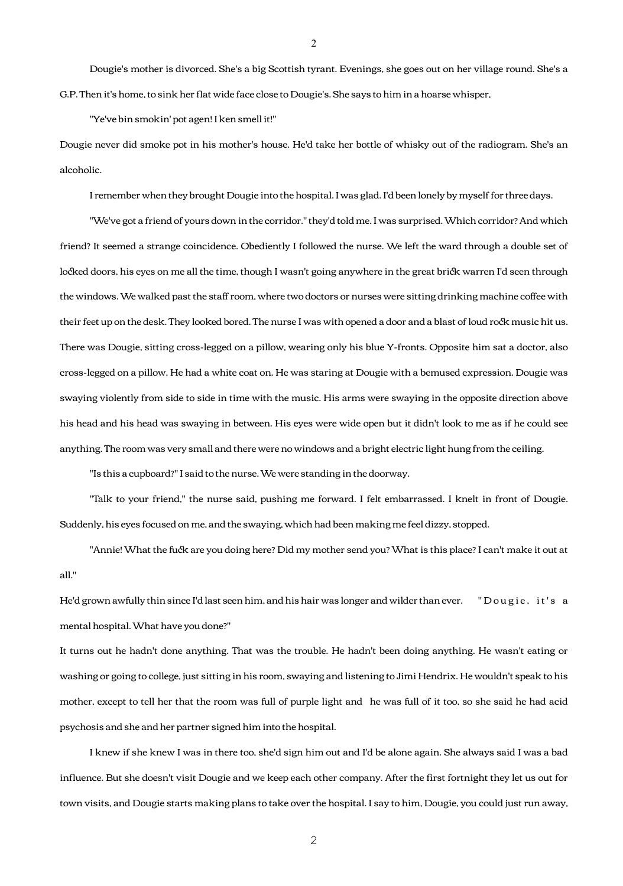Dougie's mother is divorced. She's a big Scottish tyrant. Evenings, she goes out on her village round. She's a G.P. Then it's home, to sink her flat wide face close to Dougie's. She says to him in a hoarse whisper,

"Ye've bin smokin' pot agen! I ken smell it!"

Dougie never did smoke pot in his mother's house. He'd take her bottle of whisky out of the radiogram. She's an alcoholic.

I remember when they brought Dougie into the hospital. I was glad. I'd been lonely by myself for three days.

"We've got a friend of yours down in the corridor." they'd told me. I was surprised. Which corridor? And which friend? It seemed a strange coincidence. Obediently I followed the nurse. We left the ward through a double set of locked doors, his eyes on me all the time, though I wasn't going anywhere in the great brick warren I'd seen through the windows. We walked past the staff room, where two doctors or nurses were sitting drinking machine coffee with their feet up on the desk. They looked bored. The nurse I was with opened a door and a blast of loud rock music hit us. There was Dougie, sitting cross-legged on a pillow, wearing only his blue Y-fronts. Opposite him sat a doctor, also cross-legged on a pillow. He had a white coat on. He was staring at Dougie with a bemused expression. Dougie was swaying violently from side to side in time with the music. His arms were swaying in the opposite direction above his head and his head was swaying in between. His eyes were wide open but it didn't look to me as if he could see anything. The room was very small and there were no windows and a bright electric light hung from the ceiling.

"Is this a cupboard?" I said to the nurse. We were standing in the doorway.

"Talk to your friend," the nurse said, pushing me forward. I felt embarrassed. I knelt in front of Dougie. Suddenly, his eyes focused on me, and the swaying, which had been making me feel dizzy, stopped.

"Annie! What the fuck are you doing here? Did my mother send you? What is this place? I can't make it out at all."

He'd grown awfully thin since I'd last seen him, and his hair was longer and wilder than ever. "Dougie, it's a mental hospital. What have you done?"

It turns out he hadn't done anything. That was the trouble. He hadn't been doing anything. He wasn't eating or washing or going to college, just sitting in his room, swaying and listening to Jimi Hendrix. He wouldn't speak to his mother, except to tell her that the room was full of purple light and he was full of it too, so she said he had acid psychosis and she and her partner signed him into the hospital.

I knew if she knew I was in there too, she'd sign him out and I'd be alone again. She always said I was a bad influence. But she doesn't visit Dougie and we keep each other company. After the first fortnight they let us out for town visits, and Dougie starts making plans to take over the hospital. I say to him, Dougie, you could just run away,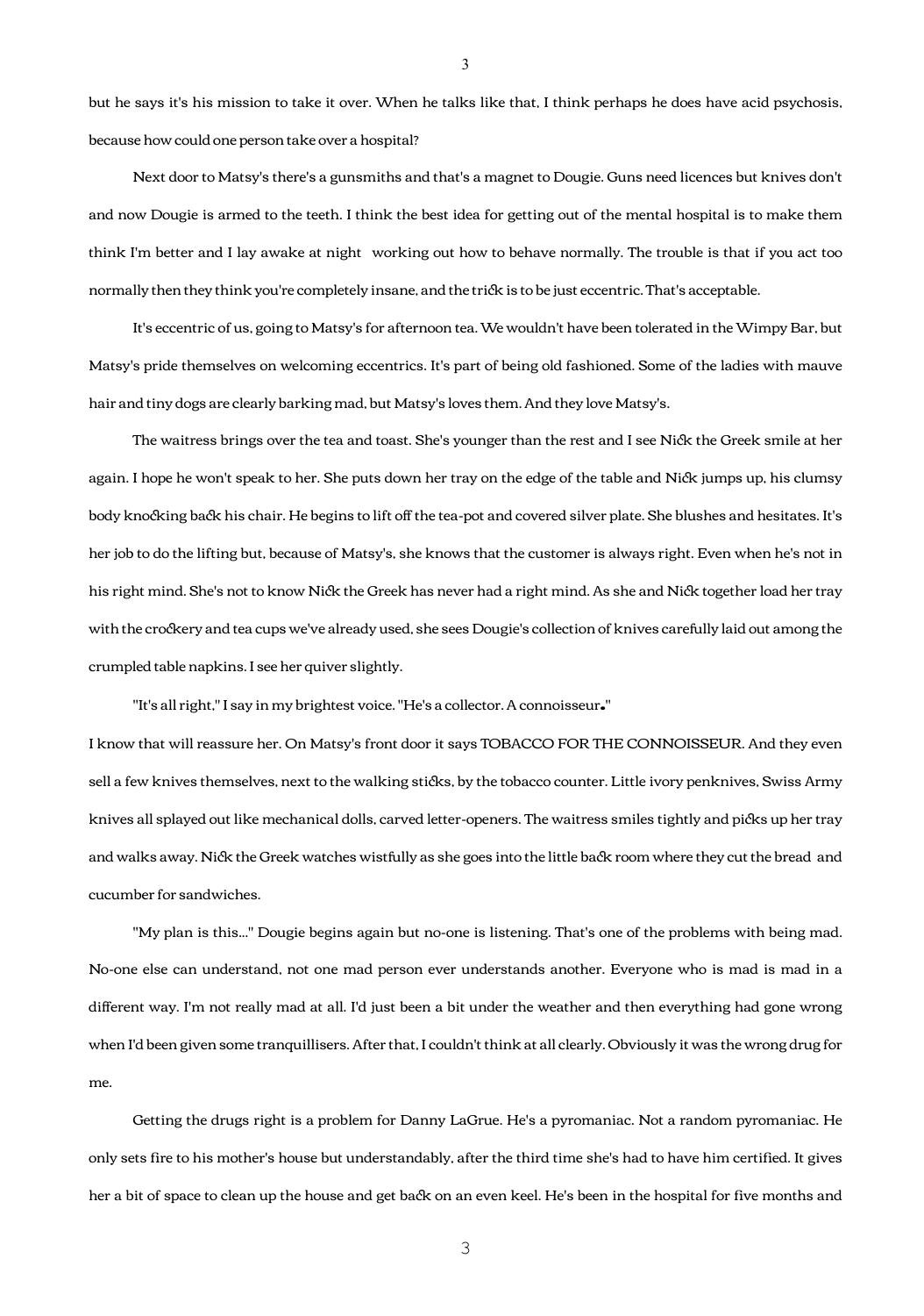but he says it's his mission to take it over. When he talks like that, I think perhaps he does have acid psychosis, because how could one person take over a hospital?

Next door to Matsy's there's a gunsmiths and that's a magnet to Dougie. Guns need licences but knives don't and now Dougie is armed to the teeth. I think the best idea for getting out of the mental hospital is to make them think I'm better and I lay awake at night working out how to behave normally. The trouble is that if you act too normally then they think you're completely insane, and the trick is to be just eccentric. That's acceptable.

It's eccentric of us, going to Matsy's for afternoon tea. We wouldn't have been tolerated in the Wimpy Bar, but Matsy's pride themselves on welcoming eccentrics. It's part of being old fashioned. Some of the ladies with mauve hair and tiny dogs are clearly barking mad, but Matsy's loves them. And they love Matsy's.

The waitress brings over the tea and toast. She's younger than the rest and I see Nick the Greek smile at her again. I hope he won't speak to her. She puts down her tray on the edge of the table and Nick jumps up, his clumsy body knocking back his chair. He begins to lift off the tea-pot and covered silver plate. She blushes and hesitates. It's her job to do the lifting but, because of Matsy's, she knows that the customer is always right. Even when he's not in his right mind. She's not to know Nick the Greek has never had a right mind. As she and Nick together load her tray with the crockery and tea cups we've already used, she sees Dougie's collection of knives carefully laid out among the crumpled table napkins. I see her quiver slightly.

"It's all right," I say in my brightest voice. "He's a collector. A connoisseur."

I know that will reassure her. On Matsy's front door it says TOBACCO FOR THE CONNOISSEUR. And they even sell a few knives themselves, next to the walking sticks, by the tobacco counter. Little ivory penknives, Swiss Army knives all splayed out like mechanical dolls, carved letter-openers. The waitress smiles tightly and picks up her tray and walks away. Nick the Greek watches wistfully as she goes into the little back room where they cut the bread and cucumber for sandwiches.

"My plan is this..." Dougie begins again but no-one is listening. That's one of the problems with being mad. No-one else can understand, not one mad person ever understands another. Everyone who is mad is mad in a different way. I'm not really mad at all. I'd just been a bit under the weather and then everything had gone wrong when I'd been given some tranquillisers. After that, I couldn't think at all clearly. Obviously it was the wrong drug for me.

Getting the drugs right is a problem for Danny LaGrue. He's a pyromaniac. Not a random pyromaniac. He only sets fire to his mother's house but understandably, after the third time she's had to have him certified. It gives her a bit of space to clean up the house and get back on an even keel. He's been in the hospital for five months and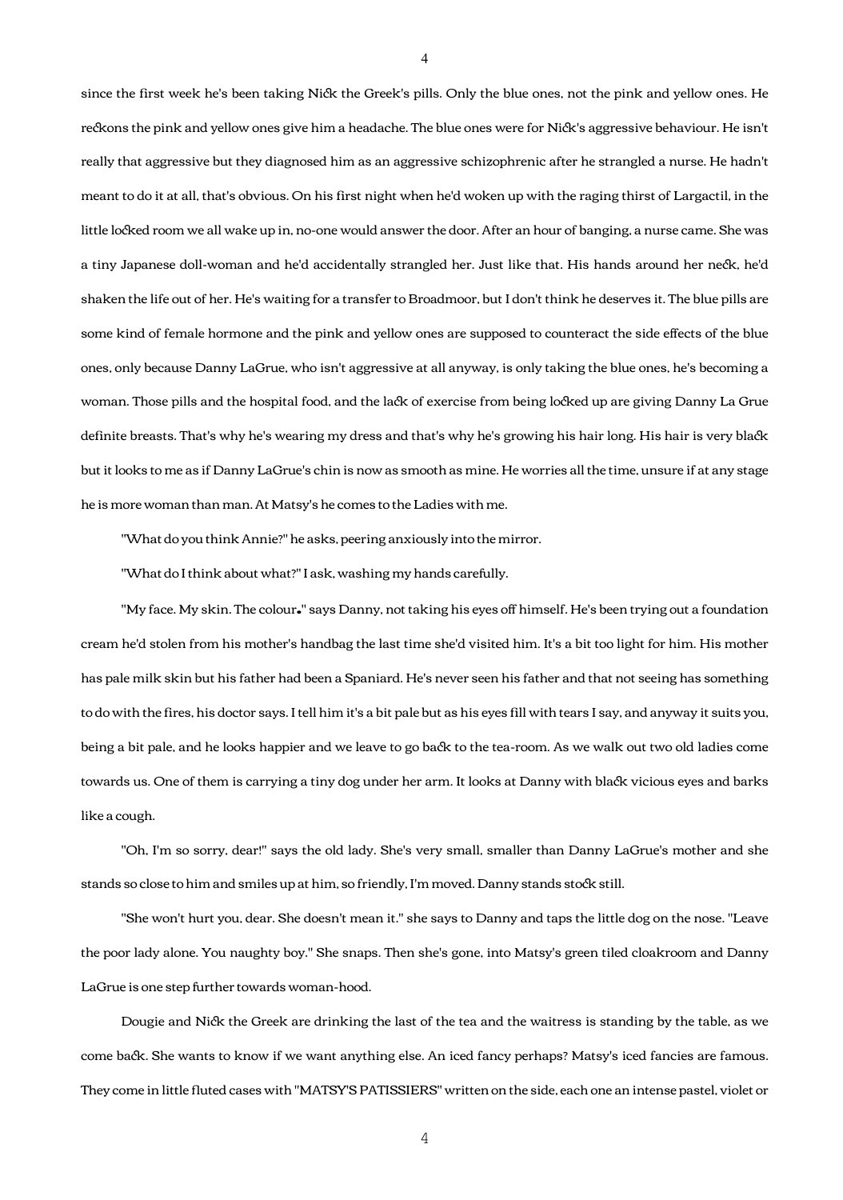since the first week he's been taking Nick the Greek's pills. Only the blue ones, not the pink and yellow ones. He reckons the pink and yellow ones give him a headache. The blue ones were for Nick's aggressive behaviour. He isn't really that aggressive but they diagnosed him as an aggressive schizophrenic after he strangled a nurse. He hadn't meant to do it at all, that's obvious. On his first night when he'd woken up with the raging thirst of Largactil, in the little locked room we all wake up in, no-one would answer the door. After an hour of banging, a nurse came. She was a tiny Japanese doll-woman and he'd accidentally strangled her. Just like that. His hands around her neck, he'd shaken the life out of her. He's waiting for a transfer to Broadmoor, but I don't think he deserves it. The blue pills are some kind of female hormone and the pink and yellow ones are supposed to counteract the side effects of the blue ones, only because Danny LaGrue, who isn't aggressive at all anyway, is only taking the blue ones, he's becoming a woman. Those pills and the hospital food, and the lack of exercise from being locked up are giving Danny La Grue definite breasts. That's why he's wearing my dress and that's why he's growing his hair long. His hair is very black but it looks to me as if Danny LaGrue's chin is now as smooth as mine. He worries all the time, unsure if at any stage he is more woman than man. At Matsy's he comes to the Ladies with me.

"What do you think Annie?" he asks, peering anxiously into the mirror.

"What do I think about what?" I ask, washing my hands carefully.

"My face. My skin. The colour." says Danny, not taking his eyes off himself. He's been trying out a foundation cream he'd stolen from his mother's handbag the last time she'd visited him. It's a bit too light for him. His mother has pale milk skin but his father had been a Spaniard. He's never seen his father and that not seeing has something to do with the fires, his doctor says. I tell him it's a bit pale but as his eyes fill with tears I say, and anyway it suits you, being a bit pale, and he looks happier and we leave to go back to the tea-room. As we walk out two old ladies come towards us. One of them is carrying a tiny dog under her arm. It looks at Danny with black vicious eyes and barks like a cough.

"Oh, I'm so sorry, dear!" says the old lady. She's very small, smaller than Danny LaGrue's mother and she stands so close to him and smiles up at him, so friendly, I'm moved. Danny stands stock still.

"She won't hurt you, dear. She doesn't mean it." she says to Danny and taps the little dog on the nose. "Leave the poor lady alone. You naughty boy." She snaps. Then she's gone, into Matsy's green tiled cloakroom and Danny LaGrue is one step further towards woman-hood.

Dougie and Nick the Greek are drinking the last of the tea and the waitress is standing by the table, as we come back. She wants to know if we want anything else. An iced fancy perhaps? Matsy's iced fancies are famous. They come in little fluted cases with "MATSY'S PATISSIERS" written on the side, each one an intense pastel, violet or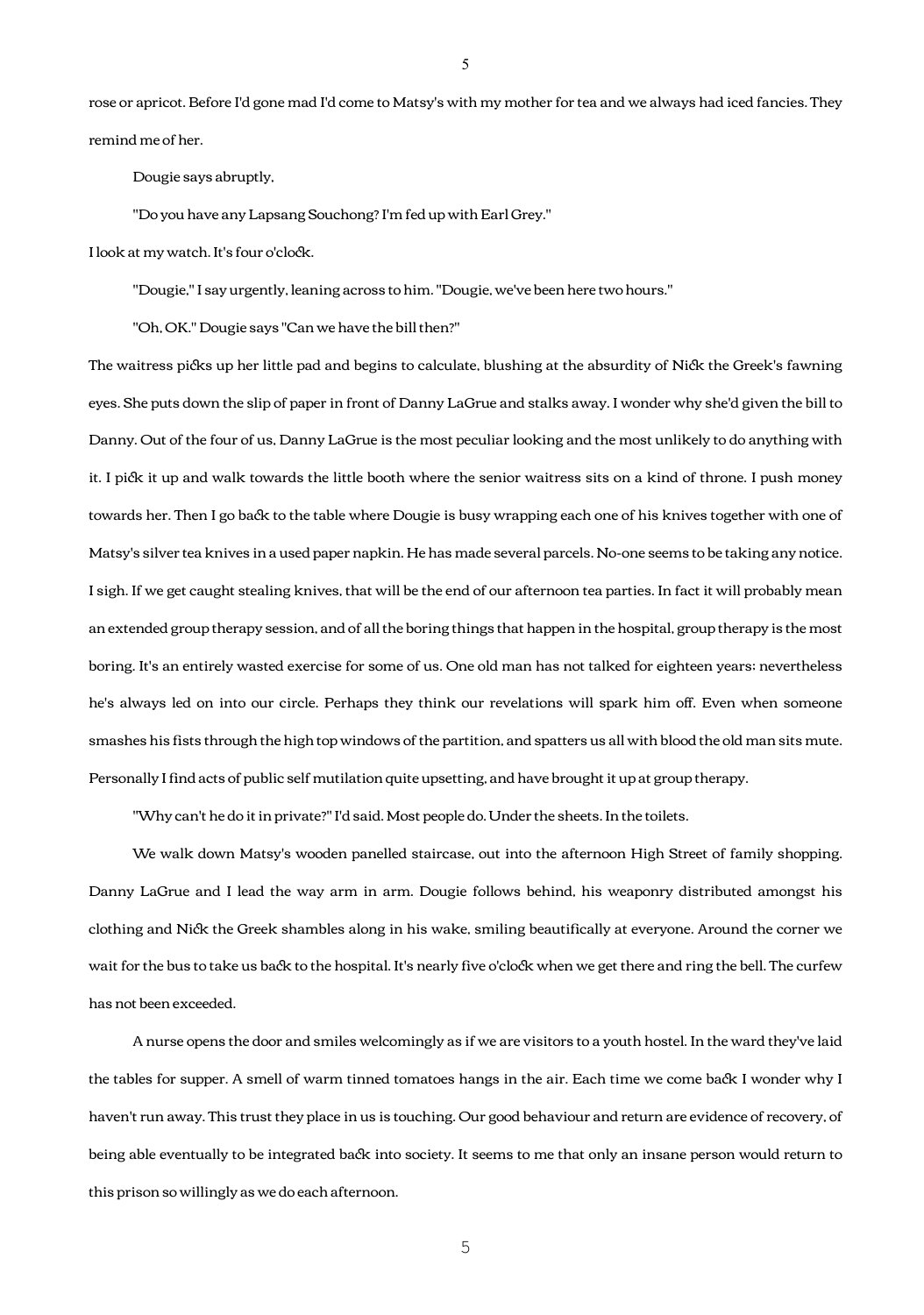rose or apricot. Before I'd gone mad I'd come to Matsy's with my mother for tea and we always had iced fancies. They remind me of her.

Dougie says abruptly,

"Do you have any Lapsang Souchong? I'm fed up with Earl Grey."

I look at my watch. It's four o'clock.

"Dougie," I say urgently, leaning across to him. "Dougie, we've been here two hours."

"Oh, OK." Dougie says "Can we have the bill then?"

The waitress picks up her little pad and begins to calculate, blushing at the absurdity of Nick the Greek's fawning eyes. She puts down the slip of paper in front of Danny LaGrue and stalks away. I wonder why she'd given the bill to Danny. Out of the four of us, Danny LaGrue is the most peculiar looking and the most unlikely to do anything with it. I pick it up and walk towards the little booth where the senior waitress sits on a kind of throne. I push money towards her. Then I go back to the table where Dougie is busy wrapping each one of his knives together with one of Matsy's silver tea knives in a used paper napkin. He has made several parcels. No-one seems to be taking any notice. I sigh. If we get caught stealing knives, that will be the end of our afternoon tea parties. In fact it will probably mean an extended group therapy session, and of all the boring things that happen in the hospital, group therapy is the most boring. It's an entirely wasted exercise for some of us. One old man has not talked for eighteen years; nevertheless he's always led on into our circle. Perhaps they think our revelations will spark him off. Even when someone smashes his fists through the high top windows of the partition, and spatters us all with blood the old man sits mute. Personally I find acts of public self mutilation quite upsetting, and have brought it up at group therapy.

"Why can't he do it in private?" I'd said. Most people do. Under the sheets. In the toilets.

We walk down Matsy's wooden panelled staircase, out into the afternoon High Street of family shopping. Danny LaGrue and I lead the way arm in arm. Dougie follows behind, his weaponry distributed amongst his clothing and Nick the Greek shambles along in his wake, smiling beautifically at everyone. Around the corner we wait for the bus to take us back to the hospital. It's nearly five o'clock when we get there and ring the bell. The curfew has not been exceeded.

A nurse opens the door and smiles welcomingly as if we are visitors to a youth hostel. In the ward they've laid the tables for supper. A smell of warm tinned tomatoes hangs in the air. Each time we come back I wonder why I haven't run away. This trust they place in us is touching. Our good behaviour and return are evidence of recovery, of being able eventually to be integrated back into society. It seems to me that only an insane person would return to this prison so willingly as we do each afternoon.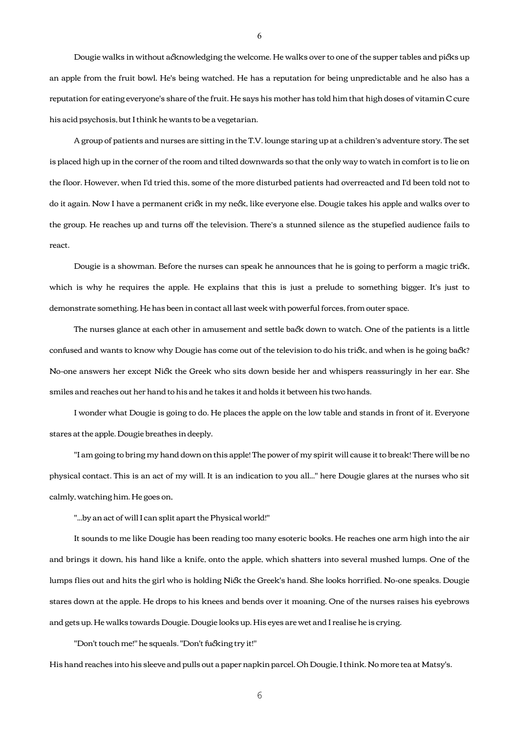Dougie walks in without acknowledging the welcome. He walks over to one of the supper tables and picks up an apple from the fruit bowl. He's being watched. He has a reputation for being unpredictable and he also has a reputation for eating everyone's share of the fruit. He says his mother has told him that high doses of vitamin C cure his acid psychosis, but I think he wants to be a vegetarian.

A group of patients and nurses are sitting in the T.V. lounge staring up at a children's adventure story. The set is placed high up in the corner of the room and tilted downwards so that the only way to watch in comfort is to lie on the floor. However, when I'd tried this, some of the more disturbed patients had overreacted and I'd been told not to do it again. Now I have a permanent crick in my neck, like everyone else. Dougie takes his apple and walks over to the group. He reaches up and turns off the television. There's a stunned silence as the stupefied audience fails to react.

Dougie is a showman. Before the nurses can speak he announces that he is going to perform a magic trick, which is why he requires the apple. He explains that this is just a prelude to something bigger. It's just to demonstrate something. He has been in contact all last week with powerful forces, from outer space.

The nurses glance at each other in amusement and settle back down to watch. One of the patients is a little confused and wants to know why Dougie has come out of the television to do his trick, and when is he going back? No-one answers her except Nick the Greek who sits down beside her and whispers reassuringly in her ear. She smiles and reaches out her hand to his and he takes it and holds it between his two hands.

I wonder what Dougie is going to do. He places the apple on the low table and stands in front of it. Everyone stares at the apple. Dougie breathes in deeply.

"I am going to bring my hand down on this apple! The power of my spirit will cause it to break! There will be no physical contact. This is an act of my will. It is an indication to you all..." here Dougie glares at the nurses who sit calmly, watching him. He goes on,

"...by an act of will I can split apart the Physical world!"

It sounds to me like Dougie has been reading too many esoteric books. He reaches one arm high into the air and brings it down, his hand like a knife, onto the apple, which shatters into several mushed lumps. One of the lumps flies out and hits the girl who is holding Nick the Greek's hand. She looks horrified. No-one speaks. Dougie stares down at the apple. He drops to his knees and bends over it moaning. One of the nurses raises his eyebrows and gets up. He walks towards Dougie. Dougie looks up. His eyes are wet and I realise he is crying.

"Don't touch me!" he squeals. "Don't fucking try it!"

His hand reaches into his sleeve and pulls out a paper napkin parcel. Oh Dougie, I think. No more tea at Matsy's.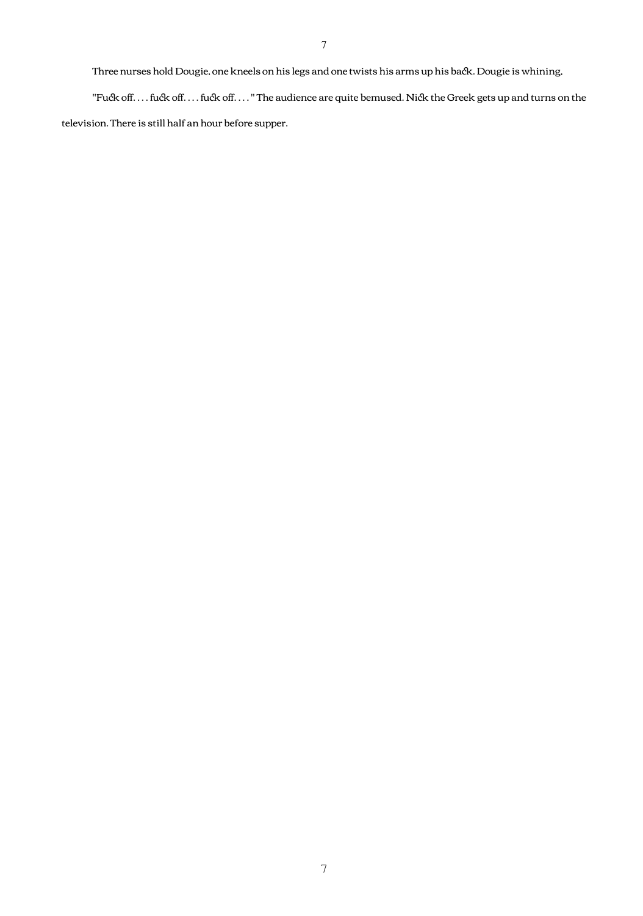Three nurses hold Dougie, one kneels on his legs and one twists his arms up his back. Dougie is whining,

"Fuck off. . . . fuck off. . . . fuck off. . . . " The audience are quite bemused. Nick the Greek gets up and turns on the television. There is still half an hour before supper.